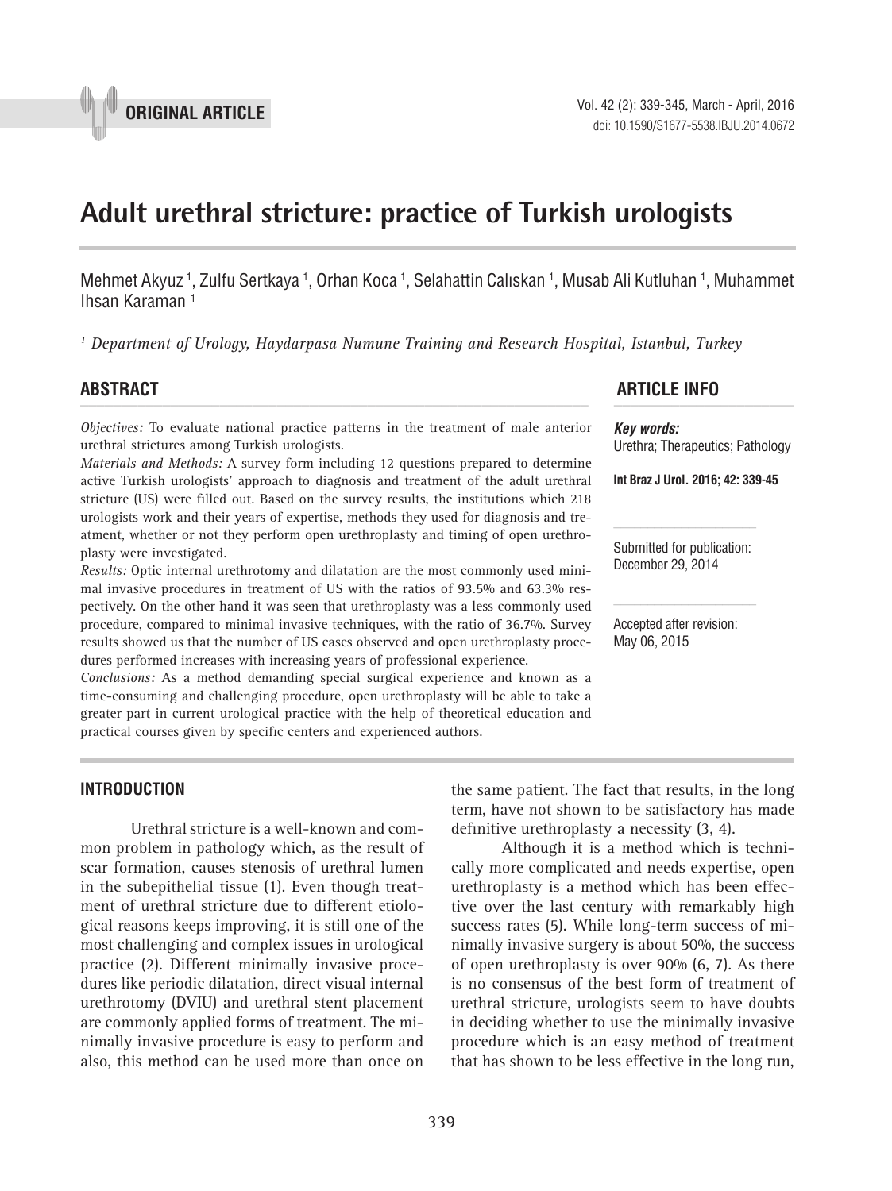ORIGINAL ARTICLE

# Adult urethral stricture: practice of Turkish urologists

Mehmet Akyuz [1], Zulfu Sertkaya [1], Orhan Koca [1], Selahattin Calıskan [1], Musab Ali Kutluhan [1], Muhammet Ihsan Karaman [1]

[1] *Department of Urology, Haydarpasa Numune Training and Research Hospital, Istanbul, Turkey*

## ABSTRACT

*Objectives:* To evaluate national practice patterns in the treatment of male anterior urethral strictures among Turkish urologists.

*Materials and Methods:* A survey form including 12 questions prepared to determine active Turkish urologists' approach to diagnosis and treatment of the adult urethral stricture (US) were filled out. Based on the survey results, the institutions which 218 urologists work and their years of expertise, methods they used for diagnosis and treatment, whether or not they perform open urethroplasty and timing of open urethroplasty were investigated.

*Results:* Optic internal urethrotomy and dilatation are the most commonly used minimal invasive procedures in treatment of US with the ratios of 93.5% and 63.3% respectively. On the other hand it was seen that urethroplasty was a less commonly used procedure, compared to minimal invasive techniques, with the ratio of 36.7%. Survey results showed us that the number of US cases observed and open urethroplasty procedures performed increases with increasing years of professional experience.

*Conclusions:* As a method demanding special surgical experience and known as a time-consuming and challenging procedure, open urethroplasty will be able to take a greater part in current urological practice with the help of theoretical education and practical courses given by specific centers and experienced authors.

## ARTICLE INFO

***Key words:***
Urethra; Therapeutics; Pathology

**Int Braz J Urol. 2016; 42: 339-45**

Submitted for publication:
December 29, 2014

Accepted after revision:
May 06, 2015

## INTRODUCTION

Urethral stricture is a well-known and common problem in pathology which, as the result of scar formation, causes stenosis of urethral lumen in the subepithelial tissue (1). Even though treatment of urethral stricture due to different etiological reasons keeps improving, it is still one of the most challenging and complex issues in urological practice (2). Different minimally invasive procedures like periodic dilatation, direct visual internal urethrotomy (DVIU) and urethral stent placement are commonly applied forms of treatment. The minimally invasive procedure is easy to perform and also, this method can be used more than once on the same patient. The fact that results, in the long term, have not shown to be satisfactory has made definitive urethroplasty a necessity (3, 4).

Although it is a method which is technically more complicated and needs expertise, open urethroplasty is a method which has been effective over the last century with remarkably high success rates (5). While long-term success of minimally invasive surgery is about 50%, the success of open urethroplasty is over 90% (6, 7). As there is no consensus of the best form of treatment of urethral stricture, urologists seem to have doubts in deciding whether to use the minimally invasive procedure which is an easy method of treatment that has shown to be less effective in the long run,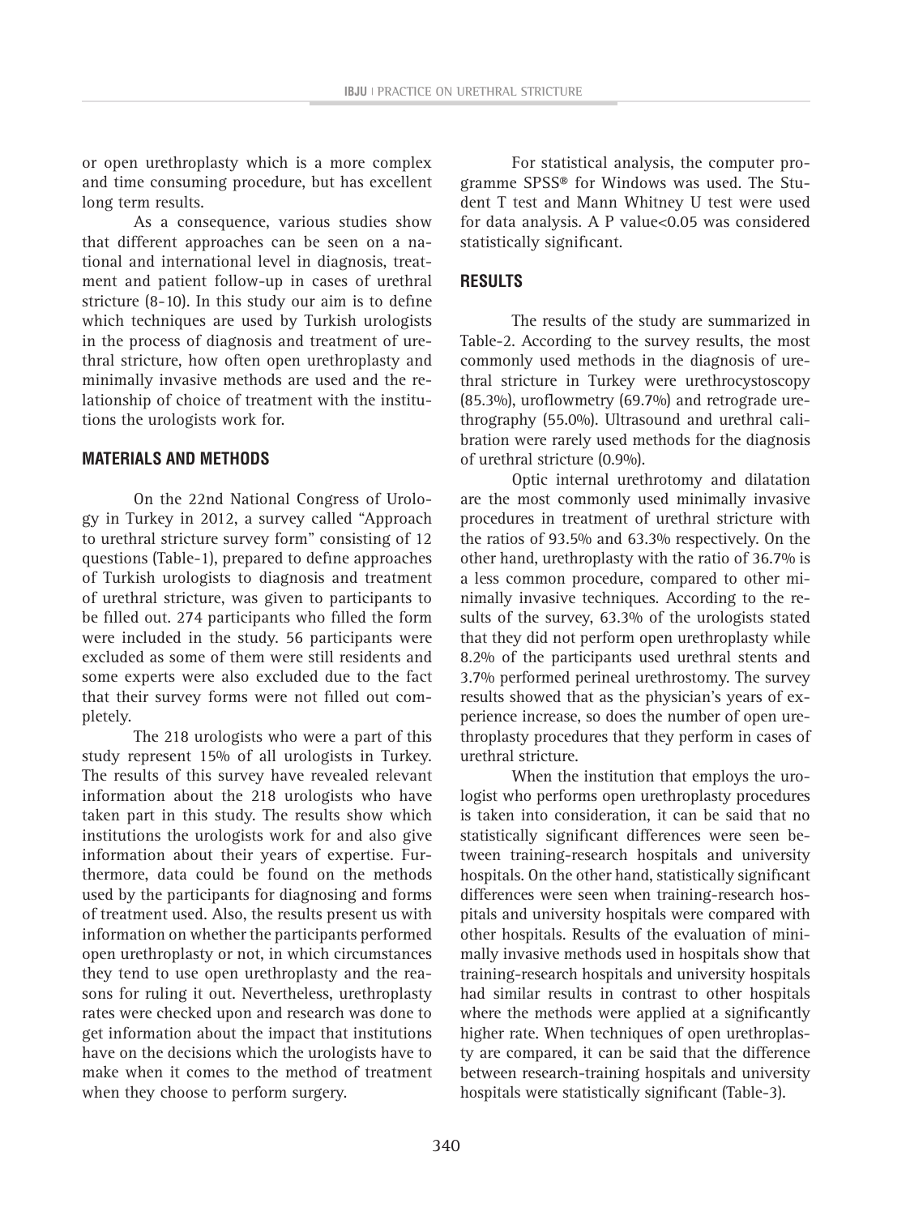or open urethroplasty which is a more complex and time consuming procedure, but has excellent long term results.

As a consequence, various studies show that different approaches can be seen on a national and international level in diagnosis, treatment and patient follow-up in cases of urethral stricture (8-10). In this study our aim is to define which techniques are used by Turkish urologists in the process of diagnosis and treatment of urethral stricture, how often open urethroplasty and minimally invasive methods are used and the relationship of choice of treatment with the institutions the urologists work for.

## MATERIALS AND METHODS

On the 22nd National Congress of Urology in Turkey in 2012, a survey called "Approach to urethral stricture survey form" consisting of 12 questions (Table-1), prepared to define approaches of Turkish urologists to diagnosis and treatment of urethral stricture, was given to participants to be filled out. 274 participants who filled the form were included in the study. 56 participants were excluded as some of them were still residents and some experts were also excluded due to the fact that their survey forms were not filled out completely.

The 218 urologists who were a part of this study represent 15% of all urologists in Turkey. The results of this survey have revealed relevant information about the 218 urologists who have taken part in this study. The results show which institutions the urologists work for and also give information about their years of expertise. Furthermore, data could be found on the methods used by the participants for diagnosing and forms of treatment used. Also, the results present us with information on whether the participants performed open urethroplasty or not, in which circumstances they tend to use open urethroplasty and the reasons for ruling it out. Nevertheless, urethroplasty rates were checked upon and research was done to get information about the impact that institutions have on the decisions which the urologists have to make when it comes to the method of treatment when they choose to perform surgery.

For statistical analysis, the computer programme SPSS® for Windows was used. The Student T test and Mann Whitney U test were used for data analysis. A P value<0.05 was considered statistically significant.

## RESULTS

The results of the study are summarized in Table-2. According to the survey results, the most commonly used methods in the diagnosis of urethral stricture in Turkey were urethrocystoscopy (85.3%), uroflowmetry (69.7%) and retrograde urethrography (55.0%). Ultrasound and urethral calibration were rarely used methods for the diagnosis of urethral stricture (0.9%).

Optic internal urethrotomy and dilatation are the most commonly used minimally invasive procedures in treatment of urethral stricture with the ratios of 93.5% and 63.3% respectively. On the other hand, urethroplasty with the ratio of 36.7% is a less common procedure, compared to other minimally invasive techniques. According to the results of the survey, 63.3% of the urologists stated that they did not perform open urethroplasty while 8.2% of the participants used urethral stents and 3.7% performed perineal urethrostomy. The survey results showed that as the physician's years of experience increase, so does the number of open urethroplasty procedures that they perform in cases of urethral stricture.

When the institution that employs the urologist who performs open urethroplasty procedures is taken into consideration, it can be said that no statistically significant differences were seen between training-research hospitals and university hospitals. On the other hand, statistically significant differences were seen when training-research hospitals and university hospitals were compared with other hospitals. Results of the evaluation of minimally invasive methods used in hospitals show that training-research hospitals and university hospitals had similar results in contrast to other hospitals where the methods were applied at a significantly higher rate. When techniques of open urethroplasty are compared, it can be said that the difference between research-training hospitals and university hospitals were statistically significant (Table-3).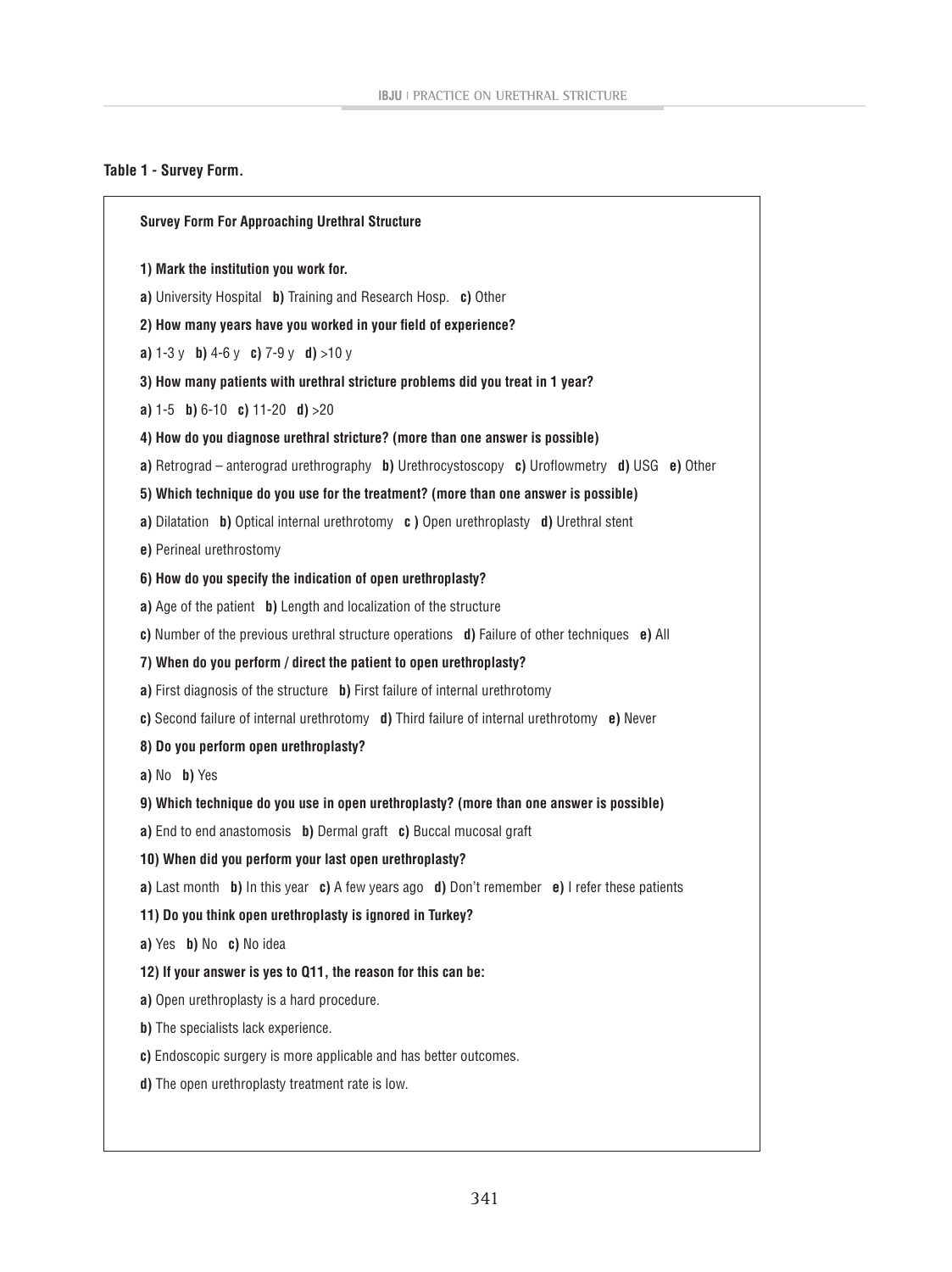**Table 1 - Survey Form.**

**Survey Form For Approaching Urethral Structure**

**1) Mark the institution you work for.**

**a)** University Hospital **b)** Training and Research Hosp. **c)** Other

**2) How many years have you worked in your field of experience?**

**a)** 1-3 y **b)** 4-6 y **c)** 7-9 y **d)** >10 y

**3) How many patients with urethral stricture problems did you treat in 1 year?**

**a)** 1-5 **b)** 6-10 **c)** 11-20 **d)** >20

**4) How do you diagnose urethral stricture? (more than one answer is possible)**

**a)** Retrograd – anterograd urethrography **b)** Urethrocystoscopy **c)** Uroflowmetry **d)** USG **e)** Other

**5) Which technique do you use for the treatment? (more than one answer is possible)**

**a)** Dilatation **b)** Optical internal urethrotomy **c )** Open urethroplasty **d)** Urethral stent

**e)** Perineal urethrostomy

**6) How do you specify the indication of open urethroplasty?**

**a)** Age of the patient **b)** Length and localization of the structure

**c)** Number of the previous urethral structure operations **d)** Failure of other techniques **e)** All

**7) When do you perform / direct the patient to open urethroplasty?**

**a)** First diagnosis of the structure **b)** First failure of internal urethrotomy

**c)** Second failure of internal urethrotomy **d)** Third failure of internal urethrotomy **e)** Never

**8) Do you perform open urethroplasty?**

**a)** No **b)** Yes

**9) Which technique do you use in open urethroplasty? (more than one answer is possible)**

**a)** End to end anastomosis **b)** Dermal graft **c)** Buccal mucosal graft

**10) When did you perform your last open urethroplasty?**

**a)** Last month **b)** In this year **c)** A few years ago **d)** Don't remember **e)** I refer these patients

**11) Do you think open urethroplasty is ignored in Turkey?**

**a)** Yes **b)** No **c)** No idea

**12) If your answer is yes to Q11, the reason for this can be:**

**a)** Open urethroplasty is a hard procedure.

**b)** The specialists lack experience.

**c)** Endoscopic surgery is more applicable and has better outcomes.

**d)** The open urethroplasty treatment rate is low.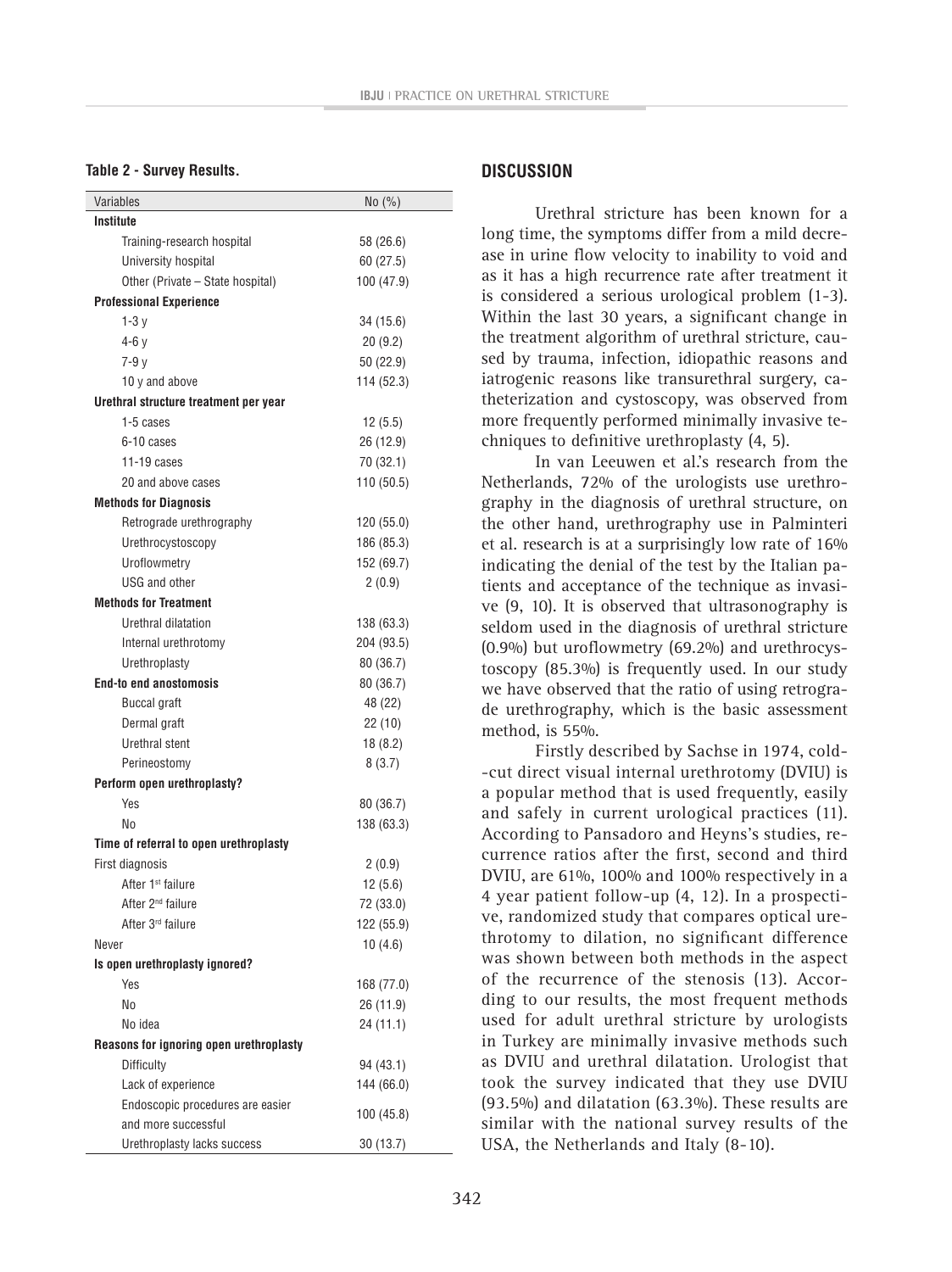**Table 2 - Survey Results.**

| Variables | No (%) |
|---|---|
| **Institute** | |
| Training-research hospital | 58 (26.6) |
| University hospital | 60 (27.5) |
| Other (Private – State hospital) | 100 (47.9) |
| **Professional Experience** | |
| 1-3 y | 34 (15.6) |
| 4-6 y | 20 (9.2) |
| 7-9 y | 50 (22.9) |
| 10 y and above | 114 (52.3) |
| **Urethral structure treatment per year** | |
| 1-5 cases | 12 (5.5) |
| 6-10 cases | 26 (12.9) |
| 11-19 cases | 70 (32.1) |
| 20 and above cases | 110 (50.5) |
| **Methods for Diagnosis** | |
| Retrograde urethrography | 120 (55.0) |
| Urethrocystoscopy | 186 (85.3) |
| Uroflowmetry | 152 (69.7) |
| USG and other | 2 (0.9) |
| **Methods for Treatment** | |
| Urethral dilatation | 138 (63.3) |
| Internal urethrotomy | 204 (93.5) |
| Urethroplasty | 80 (36.7) |
| **End-to end anostomosis** | 80 (36.7) |
| Buccal graft | 48 (22) |
| Dermal graft | 22 (10) |
| Urethral stent | 18 (8.2) |
| Perineostomy | 8 (3.7) |
| **Perform open urethroplasty?** | |
| Yes | 80 (36.7) |
| No | 138 (63.3) |
| **Time of referral to open urethroplasty** | |
| First diagnosis | 2 (0.9) |
| After 1st failure | 12 (5.6) |
| After 2nd failure | 72 (33.0) |
| After 3rd failure | 122 (55.9) |
| Never | 10 (4.6) |
| **Is open urethroplasty ignored?** | |
| Yes | 168 (77.0) |
| No | 26 (11.9) |
| No idea | 24 (11.1) |
| **Reasons for ignoring open urethroplasty** | |
| Difficulty | 94 (43.1) |
| Lack of experience | 144 (66.0) |
| Endoscopic procedures are easier and more successful | 100 (45.8) |
| Urethroplasty lacks success | 30 (13.7) |

## DISCUSSION

Urethral stricture has been known for a long time, the symptoms differ from a mild decrease in urine flow velocity to inability to void and as it has a high recurrence rate after treatment it is considered a serious urological problem (1-3). Within the last 30 years, a significant change in the treatment algorithm of urethral stricture, caused by trauma, infection, idiopathic reasons and iatrogenic reasons like transurethral surgery, catheterization and cystoscopy, was observed from more frequently performed minimally invasive techniques to definitive urethroplasty (4, 5).

In van Leeuwen et al.'s research from the Netherlands, 72% of the urologists use urethrography in the diagnosis of urethral structure, on the other hand, urethrography use in Palminteri et al. research is at a surprisingly low rate of 16% indicating the denial of the test by the Italian patients and acceptance of the technique as invasive (9, 10). It is observed that ultrasonography is seldom used in the diagnosis of urethral stricture (0.9%) but uroflowmetry (69.2%) and urethrocystoscopy (85.3%) is frequently used. In our study we have observed that the ratio of using retrograde urethrography, which is the basic assessment method, is 55%.

Firstly described by Sachse in 1974, cold-cut direct visual internal urethrotomy (DVIU) is a popular method that is used frequently, easily and safely in current urological practices (11). According to Pansadoro and Heyns's studies, recurrence ratios after the first, second and third DVIU, are 61%, 100% and 100% respectively in a 4 year patient follow-up (4, 12). In a prospective, randomized study that compares optical urethrotomy to dilation, no significant difference was shown between both methods in the aspect of the recurrence of the stenosis (13). According to our results, the most frequent methods used for adult urethral stricture by urologists in Turkey are minimally invasive methods such as DVIU and urethral dilatation. Urologist that took the survey indicated that they use DVIU (93.5%) and dilatation (63.3%). These results are similar with the national survey results of the USA, the Netherlands and Italy (8-10).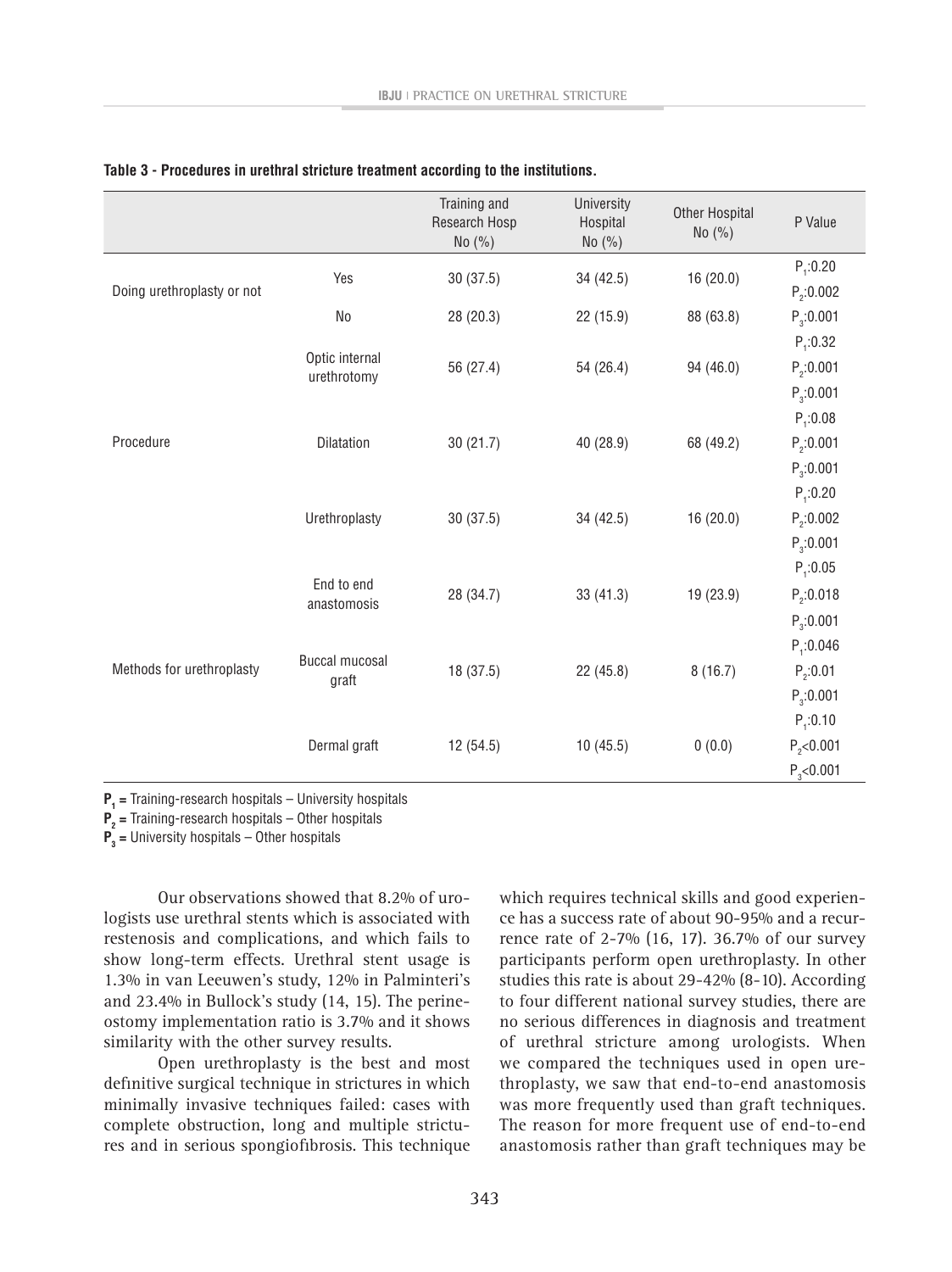**Table 3 - Procedures in urethral stricture treatment according to the institutions.**

| | | Training and Research Hosp No (%) | University Hospital No (%) | Other Hospital No (%) | P Value |
|---|---|---|---|---|---|
| Doing urethroplasty or not | Yes | 30 (37.5) | 34 (42.5) | 16 (20.0) | $P_1$:0.20 $P_2$:0.002 |
| | No | 28 (20.3) | 22 (15.9) | 88 (63.8) | $P_3$:0.001 |
| Procedure | Optic internal urethrotomy | 56 (27.4) | 54 (26.4) | 94 (46.0) | $P_1$:0.32 $P_2$:0.001 $P_3$:0.001 |
| | Dilatation | 30 (21.7) | 40 (28.9) | 68 (49.2) | $P_1$:0.08 $P_2$:0.001 $P_3$:0.001 |
| | Urethroplasty | 30 (37.5) | 34 (42.5) | 16 (20.0) | $P_1$:0.20 $P_2$:0.002 $P_3$:0.001 |
| Methods for urethroplasty | End to end anastomosis | 28 (34.7) | 33 (41.3) | 19 (23.9) | $P_1$:0.05 $P_2$:0.018 $P_3$:0.001 |
| | Buccal mucosal graft | 18 (37.5) | 22 (45.8) | 8 (16.7) | $P_1$:0.046 $P_2$:0.01 $P_3$:0.001 |
| | Dermal graft | 12 (54.5) | 10 (45.5) | 0 (0.0) | $P_1$:0.10 $P_2$<0.001 $P_3$<0.001 |

**$P_1$ =** Training-research hospitals – University hospitals
**$P_2$ =** Training-research hospitals – Other hospitals
**$P_3$ =** University hospitals – Other hospitals

Our observations showed that 8.2% of urologists use urethral stents which is associated with restenosis and complications, and which fails to show long-term effects. Urethral stent usage is 1.3% in van Leeuwen's study, 12% in Palminteri's and 23.4% in Bullock's study (14, 15). The perineostomy implementation ratio is 3.7% and it shows similarity with the other survey results.

Open urethroplasty is the best and most definitive surgical technique in strictures in which minimally invasive techniques failed: cases with complete obstruction, long and multiple strictures and in serious spongiofibrosis. This technique which requires technical skills and good experience has a success rate of about 90-95% and a recurrence rate of 2-7% (16, 17). 36.7% of our survey participants perform open urethroplasty. In other studies this rate is about 29-42% (8-10). According to four different national survey studies, there are no serious differences in diagnosis and treatment of urethral stricture among urologists. When we compared the techniques used in open urethroplasty, we saw that end-to-end anastomosis was more frequently used than graft techniques. The reason for more frequent use of end-to-end anastomosis rather than graft techniques may be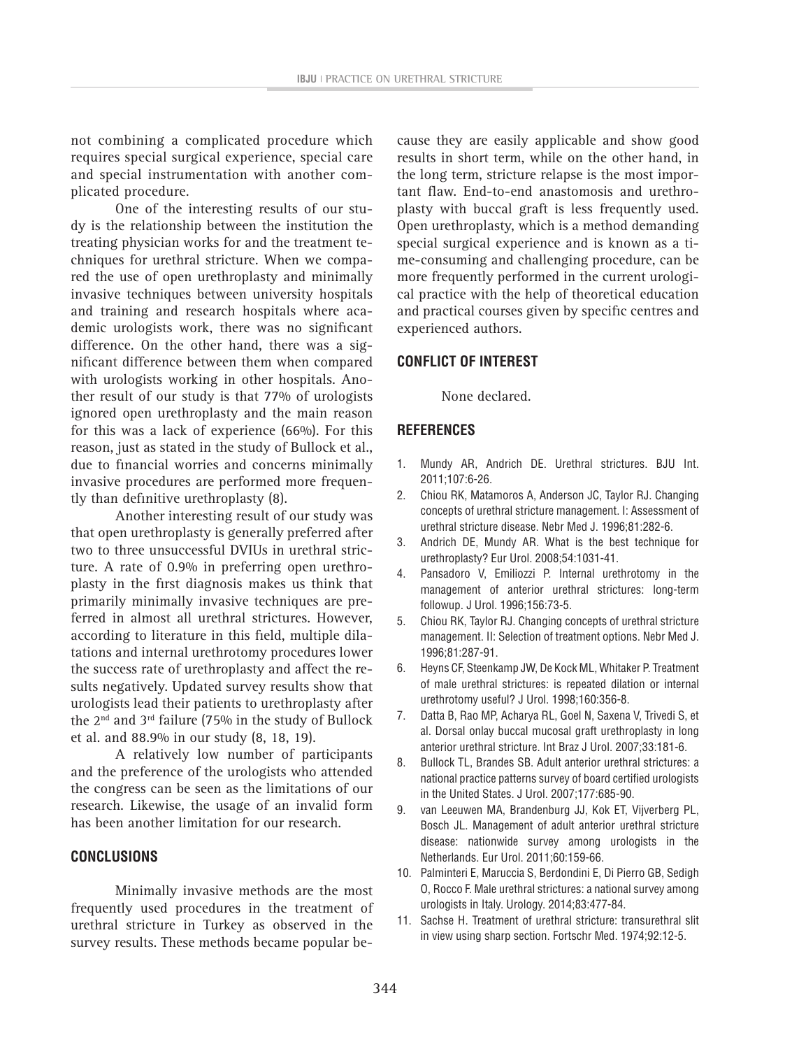not combining a complicated procedure which requires special surgical experience, special care and special instrumentation with another complicated procedure.

One of the interesting results of our study is the relationship between the institution the treating physician works for and the treatment techniques for urethral stricture. When we compared the use of open urethroplasty and minimally invasive techniques between university hospitals and training and research hospitals where academic urologists work, there was no significant difference. On the other hand, there was a significant difference between them when compared with urologists working in other hospitals. Another result of our study is that 77% of urologists ignored open urethroplasty and the main reason for this was a lack of experience (66%). For this reason, just as stated in the study of Bullock et al., due to financial worries and concerns minimally invasive procedures are performed more frequently than definitive urethroplasty (8).

Another interesting result of our study was that open urethroplasty is generally preferred after two to three unsuccessful DVIUs in urethral stricture. A rate of 0.9% in preferring open urethroplasty in the first diagnosis makes us think that primarily minimally invasive techniques are preferred in almost all urethral strictures. However, according to literature in this field, multiple dilatations and internal urethrotomy procedures lower the success rate of urethroplasty and affect the results negatively. Updated survey results show that urologists lead their patients to urethroplasty after the 2nd and 3rd failure (75% in the study of Bullock et al. and 88.9% in our study (8, 18, 19).

A relatively low number of participants and the preference of the urologists who attended the congress can be seen as the limitations of our research. Likewise, the usage of an invalid form has been another limitation for our research.

## CONCLUSIONS

Minimally invasive methods are the most frequently used procedures in the treatment of urethral stricture in Turkey as observed in the survey results. These methods became popular because they are easily applicable and show good results in short term, while on the other hand, in the long term, stricture relapse is the most important flaw. End-to-end anastomosis and urethroplasty with buccal graft is less frequently used. Open urethroplasty, which is a method demanding special surgical experience and is known as a time-consuming and challenging procedure, can be more frequently performed in the current urological practice with the help of theoretical education and practical courses given by specific centres and experienced authors.

## CONFLICT OF INTEREST

None declared.

## REFERENCES

1. Mundy AR, Andrich DE. Urethral strictures. BJU Int. 2011;107:6-26.
2. Chiou RK, Matamoros A, Anderson JC, Taylor RJ. Changing concepts of urethral stricture management. I: Assessment of urethral stricture disease. Nebr Med J. 1996;81:282-6.
3. Andrich DE, Mundy AR. What is the best technique for urethroplasty? Eur Urol. 2008;54:1031-41.
4. Pansadoro V, Emiliozzi P. Internal urethrotomy in the management of anterior urethral strictures: long-term followup. J Urol. 1996;156:73-5.
5. Chiou RK, Taylor RJ. Changing concepts of urethral stricture management. II: Selection of treatment options. Nebr Med J. 1996;81:287-91.
6. Heyns CF, Steenkamp JW, De Kock ML, Whitaker P. Treatment of male urethral strictures: is repeated dilation or internal urethrotomy useful? J Urol. 1998;160:356-8.
7. Datta B, Rao MP, Acharya RL, Goel N, Saxena V, Trivedi S, et al. Dorsal onlay buccal mucosal graft urethroplasty in long anterior urethral stricture. Int Braz J Urol. 2007;33:181-6.
8. Bullock TL, Brandes SB. Adult anterior urethral strictures: a national practice patterns survey of board certified urologists in the United States. J Urol. 2007;177:685-90.
9. van Leeuwen MA, Brandenburg JJ, Kok ET, Vijverberg PL, Bosch JL. Management of adult anterior urethral stricture disease: nationwide survey among urologists in the Netherlands. Eur Urol. 2011;60:159-66.
10. Palminteri E, Maruccia S, Berdondini E, Di Pierro GB, Sedigh O, Rocco F. Male urethral strictures: a national survey among urologists in Italy. Urology. 2014;83:477-84.
11. Sachse H. Treatment of urethral stricture: transurethral slit in view using sharp section. Fortschr Med. 1974;92:12-5.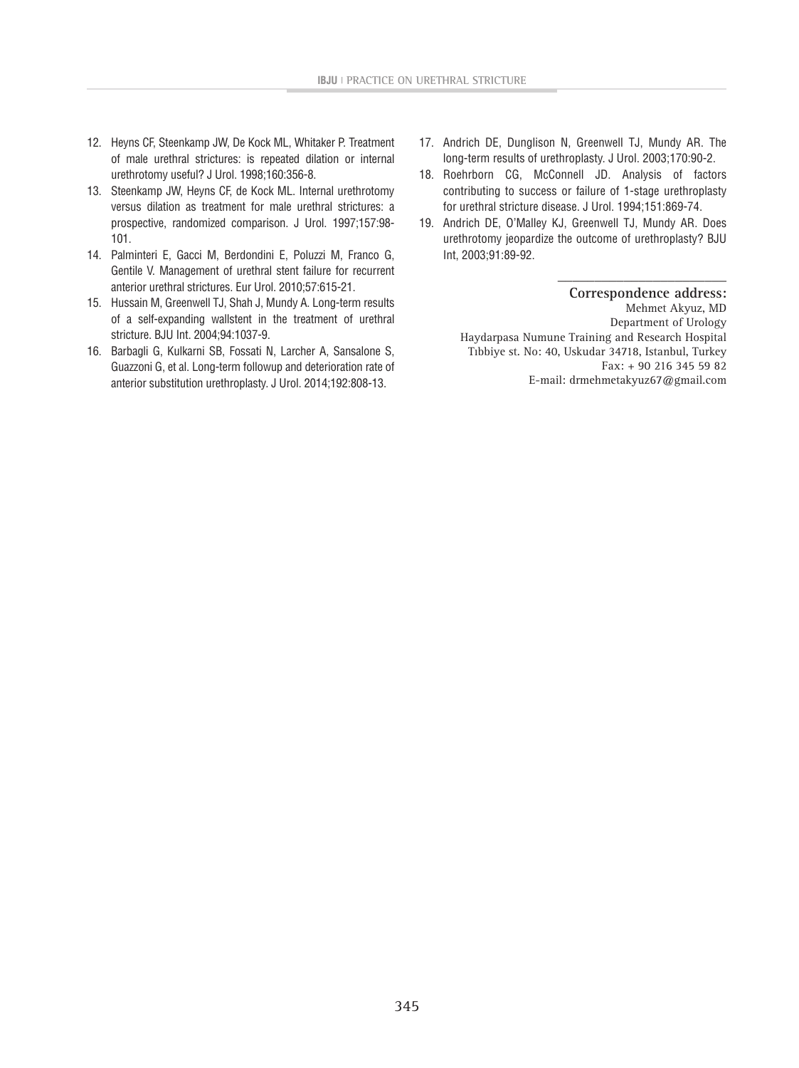12. Heyns CF, Steenkamp JW, De Kock ML, Whitaker P. Treatment of male urethral strictures: is repeated dilation or internal urethrotomy useful? J Urol. 1998;160:356-8.
13. Steenkamp JW, Heyns CF, de Kock ML. Internal urethrotomy versus dilation as treatment for male urethral strictures: a prospective, randomized comparison. J Urol. 1997;157:98-101.
14. Palminteri E, Gacci M, Berdondini E, Poluzzi M, Franco G, Gentile V. Management of urethral stent failure for recurrent anterior urethral strictures. Eur Urol. 2010;57:615-21.
15. Hussain M, Greenwell TJ, Shah J, Mundy A. Long-term results of a self-expanding wallstent in the treatment of urethral stricture. BJU Int. 2004;94:1037-9.
16. Barbagli G, Kulkarni SB, Fossati N, Larcher A, Sansalone S, Guazzoni G, et al. Long-term followup and deterioration rate of anterior substitution urethroplasty. J Urol. 2014;192:808-13.
17. Andrich DE, Dunglison N, Greenwell TJ, Mundy AR. The long-term results of urethroplasty. J Urol. 2003;170:90-2.
18. Roehrborn CG, McConnell JD. Analysis of factors contributing to success or failure of 1-stage urethroplasty for urethral stricture disease. J Urol. 1994;151:869-74.
19. Andrich DE, O'Malley KJ, Greenwell TJ, Mundy AR. Does urethrotomy jeopardize the outcome of urethroplasty? BJU Int, 2003;91:89-92.

**Correspondence address:**
Mehmet Akyuz, MD
Department of Urology
Haydarpasa Numune Training and Research Hospital
Tıbbiye st. No: 40, Uskudar 34718, Istanbul, Turkey
Fax: + 90 216 345 59 82
E-mail: drmehmetakyuz67@gmail.com